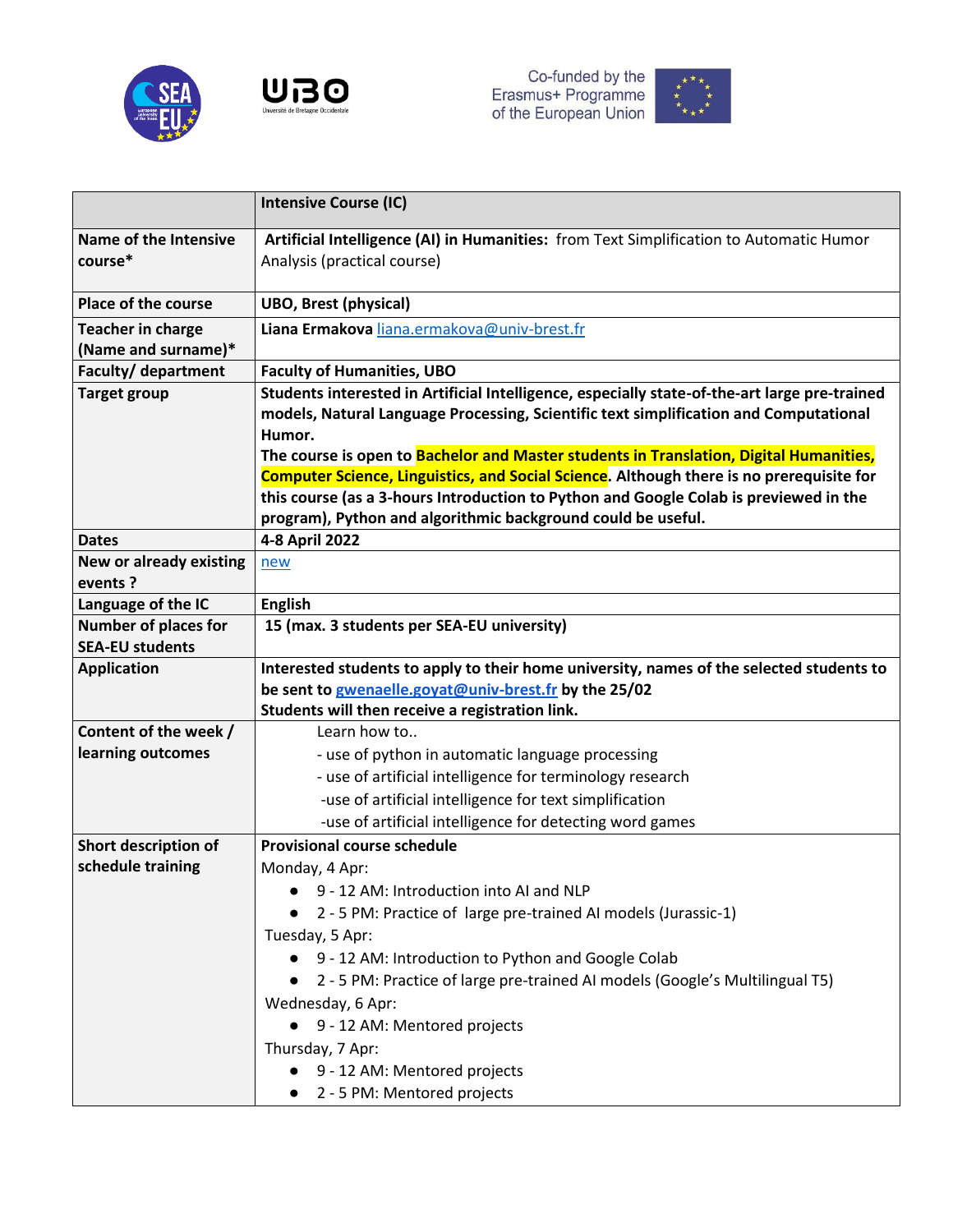Co-funded by the Erasmus+ Programme of the European Union

| | **Intensive Course (IC)** |
|---|---|
| **Name of the Intensive course*** | **Artificial Intelligence (AI) in Humanities:** from Text Simplification to Automatic Humor Analysis (practical course) |
| **Place of the course** | **UBO, Brest (physical)** |
| **Teacher in charge (Name and surname)*** | **Liana Ermakova** liana.ermakova@univ-brest.fr |
| **Faculty/ department** | **Faculty of Humanities, UBO** |
| **Target group** | **Students interested in Artificial Intelligence, especially state-of-the-art large pre-trained models, Natural Language Processing, Scientific text simplification and Computational Humor.** <br> **The course is open to Bachelor and Master students in Translation, Digital Humanities, Computer Science, Linguistics, and Social Science. Although there is no prerequisite for this course (as a 3-hours Introduction to Python and Google Colab is previewed in the program), Python and algorithmic background could be useful.** |
| **Dates** | **4-8 April 2022** |
| **New or already existing events ?** | new |
| **Language of the IC** | **English** |
| **Number of places for SEA-EU students** | **15 (max. 3 students per SEA-EU university)** |
| **Application** | **Interested students to apply to their home university, names of the selected students to be sent to gwenaelle.goyat@univ-brest.fr by the 25/02** <br> **Students will then receive a registration link.** |
| **Content of the week / learning outcomes** | Learn how to.. <br> - use of python in automatic language processing <br> - use of artificial intelligence for terminology research <br> -use of artificial intelligence for text simplification <br> -use of artificial intelligence for detecting word games |
| **Short description of schedule training** | **Provisional course schedule** <br> Monday, 4 Apr: <br> ● 9 - 12 AM: Introduction into AI and NLP <br> ● 2 - 5 PM: Practice of large pre-trained AI models (Jurassic-1) <br> Tuesday, 5 Apr: <br> ● 9 - 12 AM: Introduction to Python and Google Colab <br> ● 2 - 5 PM: Practice of large pre-trained AI models (Google's Multilingual T5) <br> Wednesday, 6 Apr: <br> ● 9 - 12 AM: Mentored projects <br> Thursday, 7 Apr: <br> ● 9 - 12 AM: Mentored projects <br> ● 2 - 5 PM: Mentored projects |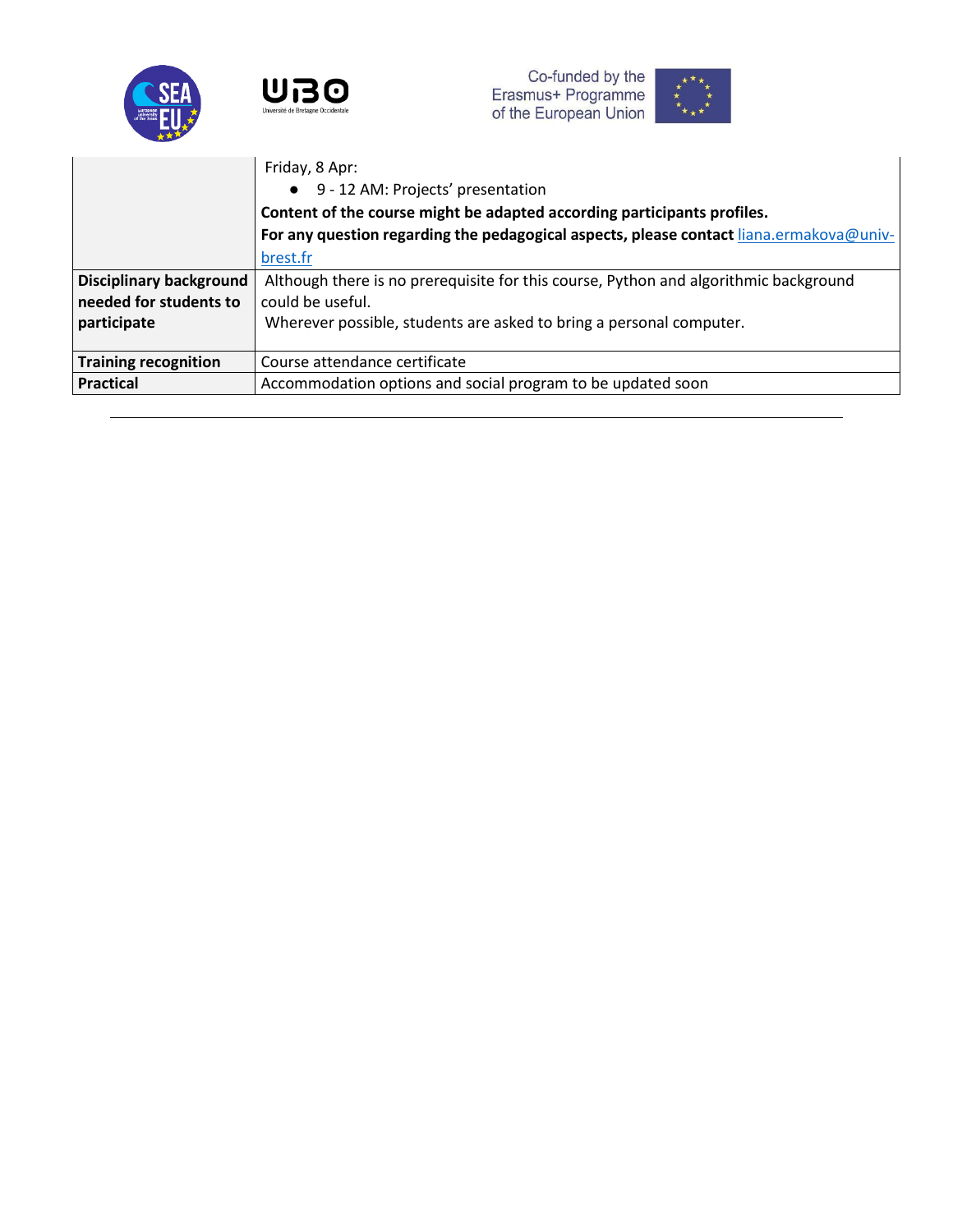| | |
|---|---|
| | Friday, 8 Apr:<br>• 9 - 12 AM: Projects' presentation<br>**Content of the course might be adapted according participants profiles.**<br>**For any question regarding the pedagogical aspects, please contact** liana.ermakova@univ-brest.fr |
| **Disciplinary background needed for students to participate** | Although there is no prerequisite for this course, Python and algorithmic background could be useful.<br>Wherever possible, students are asked to bring a personal computer. |
| **Training recognition** | Course attendance certificate |
| **Practical** | Accommodation options and social program to be updated soon |